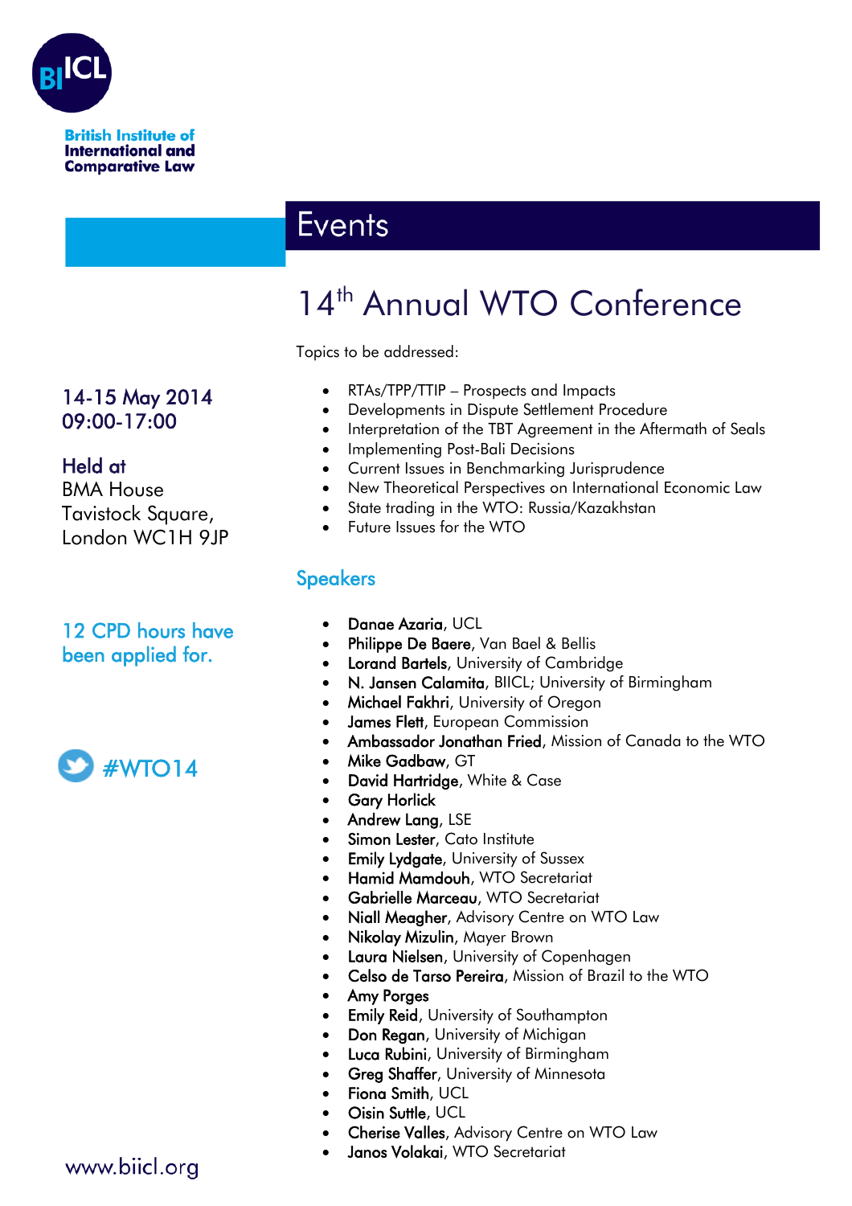BIICL

British Institute of International and Comparative Law

# Events

## 14th Annual WTO Conference

**14-15 May 2014**
**09:00-17:00**

**Held at**
BMA House
Tavistock Square,
London WC1H 9JP

12 CPD hours have been applied for.

#WTO14

Topics to be addressed:

- RTAs/TPP/TTIP – Prospects and Impacts
- Developments in Dispute Settlement Procedure
- Interpretation of the TBT Agreement in the Aftermath of Seals
- Implementing Post-Bali Decisions
- Current Issues in Benchmarking Jurisprudence
- New Theoretical Perspectives on International Economic Law
- State trading in the WTO: Russia/Kazakhstan
- Future Issues for the WTO

### Speakers

- **Danae Azaria**, UCL
- **Philippe De Baere**, Van Bael & Bellis
- **Lorand Bartels**, University of Cambridge
- **N. Jansen Calamita**, BIICL; University of Birmingham
- **Michael Fakhri**, University of Oregon
- **James Flett**, European Commission
- **Ambassador Jonathan Fried**, Mission of Canada to the WTO
- **Mike Gadbaw**, GT
- **David Hartridge**, White & Case
- **Gary Horlick**
- **Andrew Lang**, LSE
- **Simon Lester**, Cato Institute
- **Emily Lydgate**, University of Sussex
- **Hamid Mamdouh**, WTO Secretariat
- **Gabrielle Marceau**, WTO Secretariat
- **Niall Meagher**, Advisory Centre on WTO Law
- **Nikolay Mizulin**, Mayer Brown
- **Laura Nielsen**, University of Copenhagen
- **Celso de Tarso Pereira**, Mission of Brazil to the WTO
- **Amy Porges**
- **Emily Reid**, University of Southampton
- **Don Regan**, University of Michigan
- **Luca Rubini**, University of Birmingham
- **Greg Shaffer**, University of Minnesota
- **Fiona Smith**, UCL
- **Oisin Suttle**, UCL
- **Cherise Valles**, Advisory Centre on WTO Law
- **Janos Volakai**, WTO Secretariat

www.biicl.org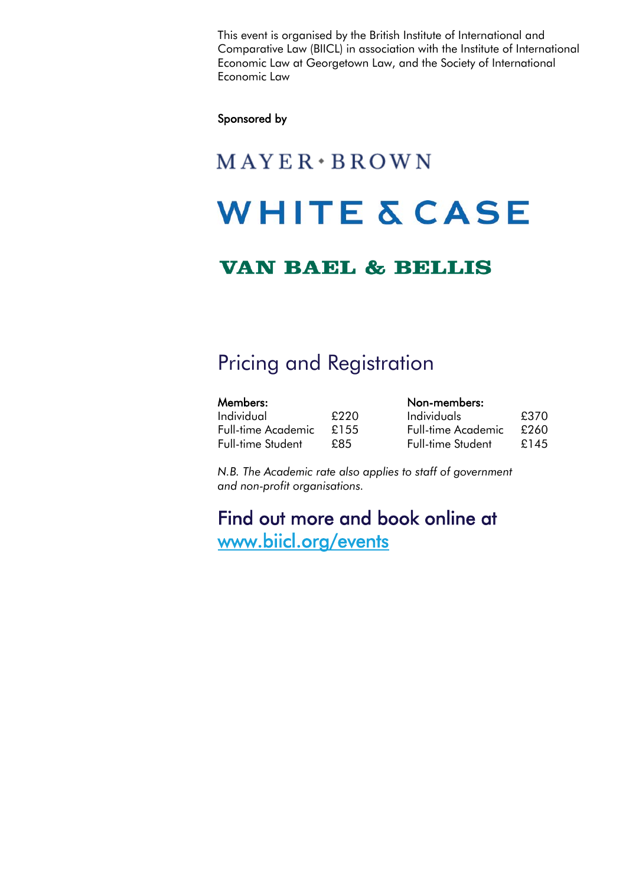This event is organised by the British Institute of International and Comparative Law (BIICL) in association with the Institute of International Economic Law at Georgetown Law, and the Society of International Economic Law

Sponsored by

MAYER•BROWN

WHITE & CASE

VAN BAEL & BELLIS

## Pricing and Registration

| Members: | | Non-members: | |
|---|---|---|---|
| Individual | £220 | Individuals | £370 |
| Full-time Academic | £155 | Full-time Academic | £260 |
| Full-time Student | £85 | Full-time Student | £145 |

*N.B. The Academic rate also applies to staff of government and non-profit organisations.*

## Find out more and book online at [www.biicl.org/events](http://www.biicl.org/events)